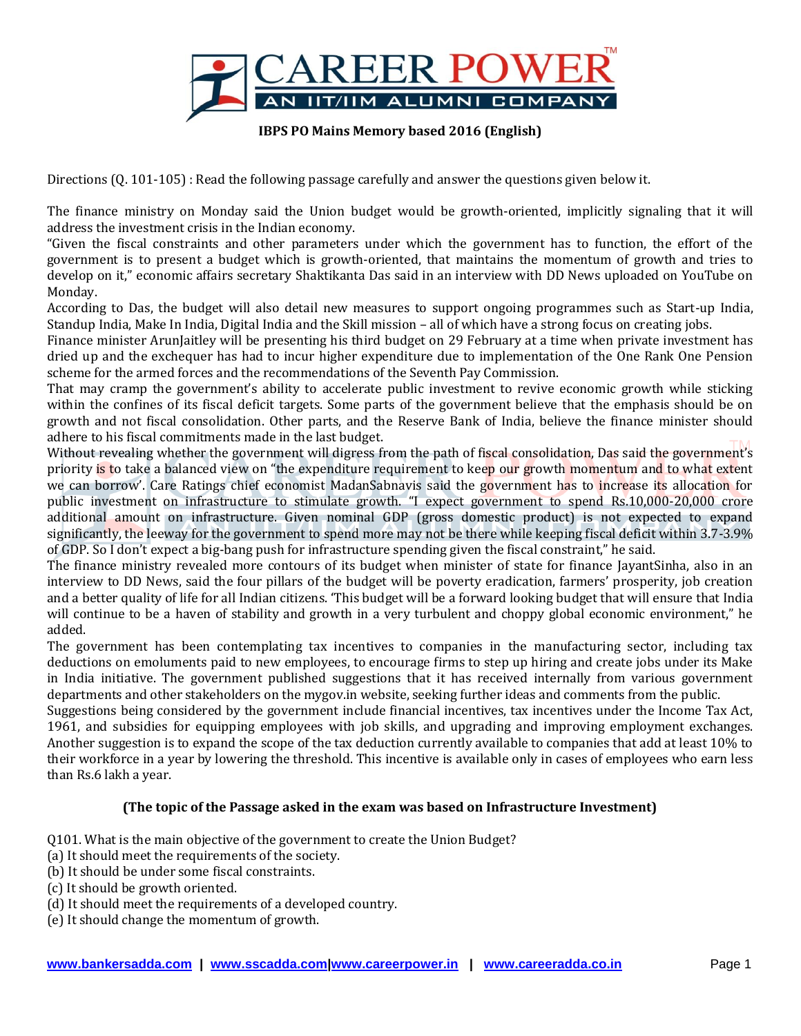**IBPS PO Mains Memory based 2016 (English)**

Directions (Q. 101-105) : Read the following passage carefully and answer the questions given below it.

The finance ministry on Monday said the Union budget would be growth-oriented, implicitly signaling that it will address the investment crisis in the Indian economy.

"Given the fiscal constraints and other parameters under which the government has to function, the effort of the government is to present a budget which is growth-oriented, that maintains the momentum of growth and tries to develop on it," economic affairs secretary Shaktikanta Das said in an interview with DD News uploaded on YouTube on Monday.

According to Das, the budget will also detail new measures to support ongoing programmes such as Start-up India, Standup India, Make In India, Digital India and the Skill mission – all of which have a strong focus on creating jobs.

Finance minister ArunJaitley will be presenting his third budget on 29 February at a time when private investment has dried up and the exchequer has had to incur higher expenditure due to implementation of the One Rank One Pension scheme for the armed forces and the recommendations of the Seventh Pay Commission.

That may cramp the government's ability to accelerate public investment to revive economic growth while sticking within the confines of its fiscal deficit targets. Some parts of the government believe that the emphasis should be on growth and not fiscal consolidation. Other parts, and the Reserve Bank of India, believe the finance minister should adhere to his fiscal commitments made in the last budget.

Without revealing whether the government will digress from the path of fiscal consolidation, Das said the government's priority is to take a balanced view on "the expenditure requirement to keep our growth momentum and to what extent we can borrow'. Care Ratings chief economist MadanSabnavis said the government has to increase its allocation for public investment on infrastructure to stimulate growth. "I expect government to spend Rs.10,000-20,000 crore additional amount on infrastructure. Given nominal GDP (gross domestic product) is not expected to expand significantly, the leeway for the government to spend more may not be there while keeping fiscal deficit within 3.7-3.9% of GDP. So I don't expect a big-bang push for infrastructure spending given the fiscal constraint," he said.

The finance ministry revealed more contours of its budget when minister of state for finance JayantSinha, also in an interview to DD News, said the four pillars of the budget will be poverty eradication, farmers' prosperity, job creation and a better quality of life for all Indian citizens. 'This budget will be a forward looking budget that will ensure that India will continue to be a haven of stability and growth in a very turbulent and choppy global economic environment," he added.

The government has been contemplating tax incentives to companies in the manufacturing sector, including tax deductions on emoluments paid to new employees, to encourage firms to step up hiring and create jobs under its Make in India initiative. The government published suggestions that it has received internally from various government departments and other stakeholders on the mygov.in website, seeking further ideas and comments from the public.

Suggestions being considered by the government include financial incentives, tax incentives under the Income Tax Act, 1961, and subsidies for equipping employees with job skills, and upgrading and improving employment exchanges. Another suggestion is to expand the scope of the tax deduction currently available to companies that add at least 10% to their workforce in a year by lowering the threshold. This incentive is available only in cases of employees who earn less than Rs.6 lakh a year.

**(The topic of the Passage asked in the exam was based on Infrastructure Investment)**

Q101. What is the main objective of the government to create the Union Budget?

(a) It should meet the requirements of the society.
(b) It should be under some fiscal constraints.
(c) It should be growth oriented.
(d) It should meet the requirements of a developed country.
(e) It should change the momentum of growth.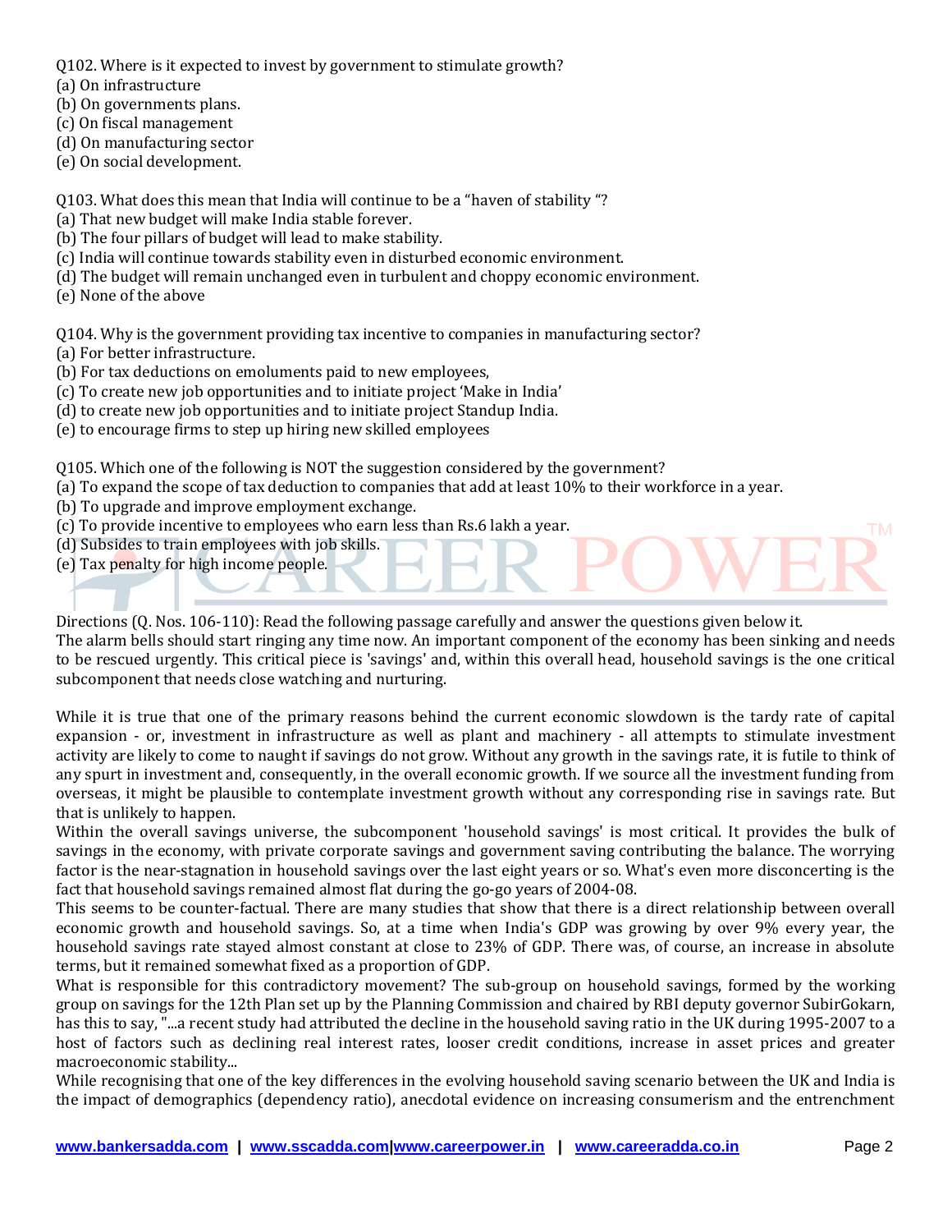Q102. Where is it expected to invest by government to stimulate growth?
(a) On infrastructure
(b) On governments plans.
(c) On fiscal management
(d) On manufacturing sector
(e) On social development.

Q103. What does this mean that India will continue to be a "haven of stability "?
(a) That new budget will make India stable forever.
(b) The four pillars of budget will lead to make stability.
(c) India will continue towards stability even in disturbed economic environment.
(d) The budget will remain unchanged even in turbulent and choppy economic environment.
(e) None of the above

Q104. Why is the government providing tax incentive to companies in manufacturing sector?
(a) For better infrastructure.
(b) For tax deductions on emoluments paid to new employees,
(c) To create new job opportunities and to initiate project 'Make in India'
(d) to create new job opportunities and to initiate project Standup India.
(e) to encourage firms to step up hiring new skilled employees

Q105. Which one of the following is NOT the suggestion considered by the government?
(a) To expand the scope of tax deduction to companies that add at least 10% to their workforce in a year.
(b) To upgrade and improve employment exchange.
(c) To provide incentive to employees who earn less than Rs.6 lakh a year.
(d) Subsides to train employees with job skills.
(e) Tax penalty for high income people.

Directions (Q. Nos. 106-110): Read the following passage carefully and answer the questions given below it.

The alarm bells should start ringing any time now. An important component of the economy has been sinking and needs to be rescued urgently. This critical piece is 'savings' and, within this overall head, household savings is the one critical subcomponent that needs close watching and nurturing.

While it is true that one of the primary reasons behind the current economic slowdown is the tardy rate of capital expansion - or, investment in infrastructure as well as plant and machinery - all attempts to stimulate investment activity are likely to come to naught if savings do not grow. Without any growth in the savings rate, it is futile to think of any spurt in investment and, consequently, in the overall economic growth. If we source all the investment funding from overseas, it might be plausible to contemplate investment growth without any corresponding rise in savings rate. But that is unlikely to happen.

Within the overall savings universe, the subcomponent 'household savings' is most critical. It provides the bulk of savings in the economy, with private corporate savings and government saving contributing the balance. The worrying factor is the near-stagnation in household savings over the last eight years or so. What's even more disconcerting is the fact that household savings remained almost flat during the go-go years of 2004-08.

This seems to be counter-factual. There are many studies that show that there is a direct relationship between overall economic growth and household savings. So, at a time when India's GDP was growing by over 9% every year, the household savings rate stayed almost constant at close to 23% of GDP. There was, of course, an increase in absolute terms, but it remained somewhat fixed as a proportion of GDP.

What is responsible for this contradictory movement? The sub-group on household savings, formed by the working group on savings for the 12th Plan set up by the Planning Commission and chaired by RBI deputy governor SubirGokarn, has this to say, "...a recent study had attributed the decline in the household saving ratio in the UK during 1995-2007 to a host of factors such as declining real interest rates, looser credit conditions, increase in asset prices and greater macroeconomic stability...

While recognising that one of the key differences in the evolving household saving scenario between the UK and India is the impact of demographics (dependency ratio), anecdotal evidence on increasing consumerism and the entrenchment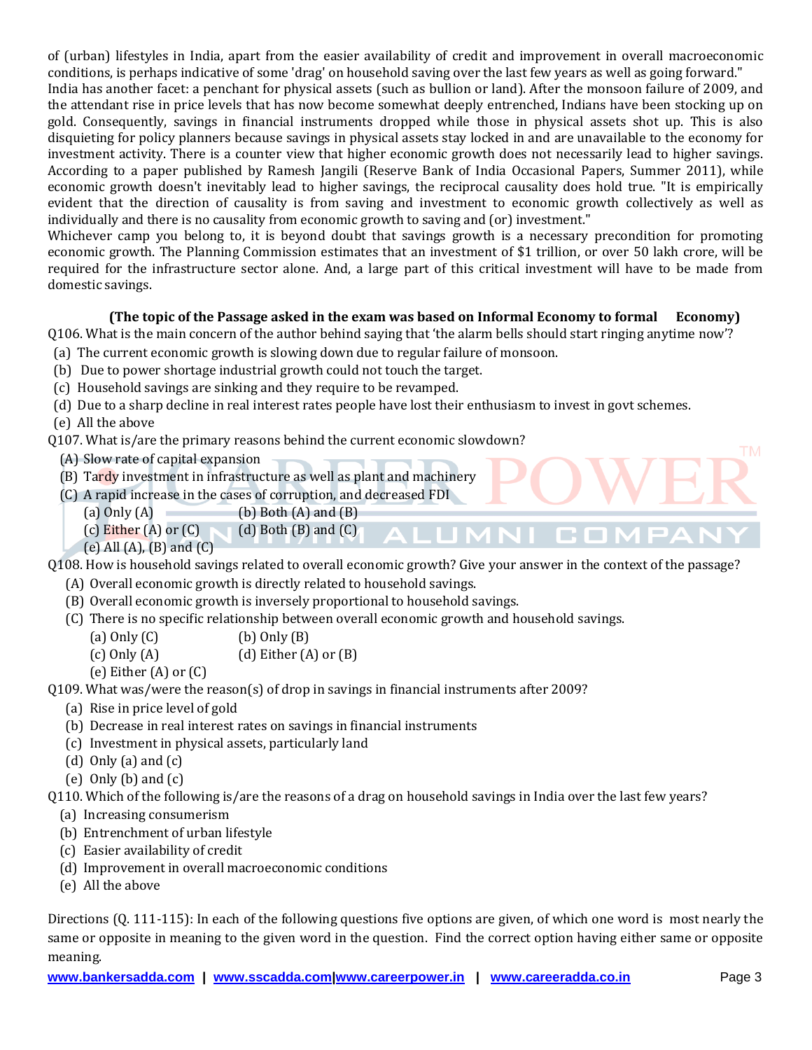of (urban) lifestyles in India, apart from the easier availability of credit and improvement in overall macroeconomic conditions, is perhaps indicative of some 'drag' on household saving over the last few years as well as going forward."

India has another facet: a penchant for physical assets (such as bullion or land). After the monsoon failure of 2009, and the attendant rise in price levels that has now become somewhat deeply entrenched, Indians have been stocking up on gold. Consequently, savings in financial instruments dropped while those in physical assets shot up. This is also disquieting for policy planners because savings in physical assets stay locked in and are unavailable to the economy for investment activity. There is a counter view that higher economic growth does not necessarily lead to higher savings. According to a paper published by Ramesh Jangili (Reserve Bank of India Occasional Papers, Summer 2011), while economic growth doesn't inevitably lead to higher savings, the reciprocal causality does hold true. "It is empirically evident that the direction of causality is from saving and investment to economic growth collectively as well as individually and there is no causality from economic growth to saving and (or) investment."

Whichever camp you belong to, it is beyond doubt that savings growth is a necessary precondition for promoting economic growth. The Planning Commission estimates that an investment of $1 trillion, or over 50 lakh crore, will be required for the infrastructure sector alone. And, a large part of this critical investment will have to be made from domestic savings.

**(The topic of the Passage asked in the exam was based on Informal Economy to formal Economy)**

Q106. What is the main concern of the author behind saying that 'the alarm bells should start ringing anytime now'?
(a) The current economic growth is slowing down due to regular failure of monsoon.
(b) Due to power shortage industrial growth could not touch the target.
(c) Household savings are sinking and they require to be revamped.
(d) Due to a sharp decline in real interest rates people have lost their enthusiasm to invest in govt schemes.
(e) All the above

Q107. What is/are the primary reasons behind the current economic slowdown?
(A) Slow rate of capital expansion
(B) Tardy investment in infrastructure as well as plant and machinery
(C) A rapid increase in the cases of corruption, and decreased FDI
(a) Only (A) (b) Both (A) and (B)
(c) Either (A) or (C) (d) Both (B) and (C)
(e) All (A), (B) and (C)

Q108. How is household savings related to overall economic growth? Give your answer in the context of the passage?
(A) Overall economic growth is directly related to household savings.
(B) Overall economic growth is inversely proportional to household savings.
(C) There is no specific relationship between overall economic growth and household savings.
(a) Only (C) (b) Only (B)
(c) Only (A) (d) Either (A) or (B)
(e) Either (A) or (C)

Q109. What was/were the reason(s) of drop in savings in financial instruments after 2009?
(a) Rise in price level of gold
(b) Decrease in real interest rates on savings in financial instruments
(c) Investment in physical assets, particularly land
(d) Only (a) and (c)
(e) Only (b) and (c)

Q110. Which of the following is/are the reasons of a drag on household savings in India over the last few years?
(a) Increasing consumerism
(b) Entrenchment of urban lifestyle
(c) Easier availability of credit
(d) Improvement in overall macroeconomic conditions
(e) All the above

Directions (Q. 111-115): In each of the following questions five options are given, of which one word is most nearly the same or opposite in meaning to the given word in the question. Find the correct option having either same or opposite meaning.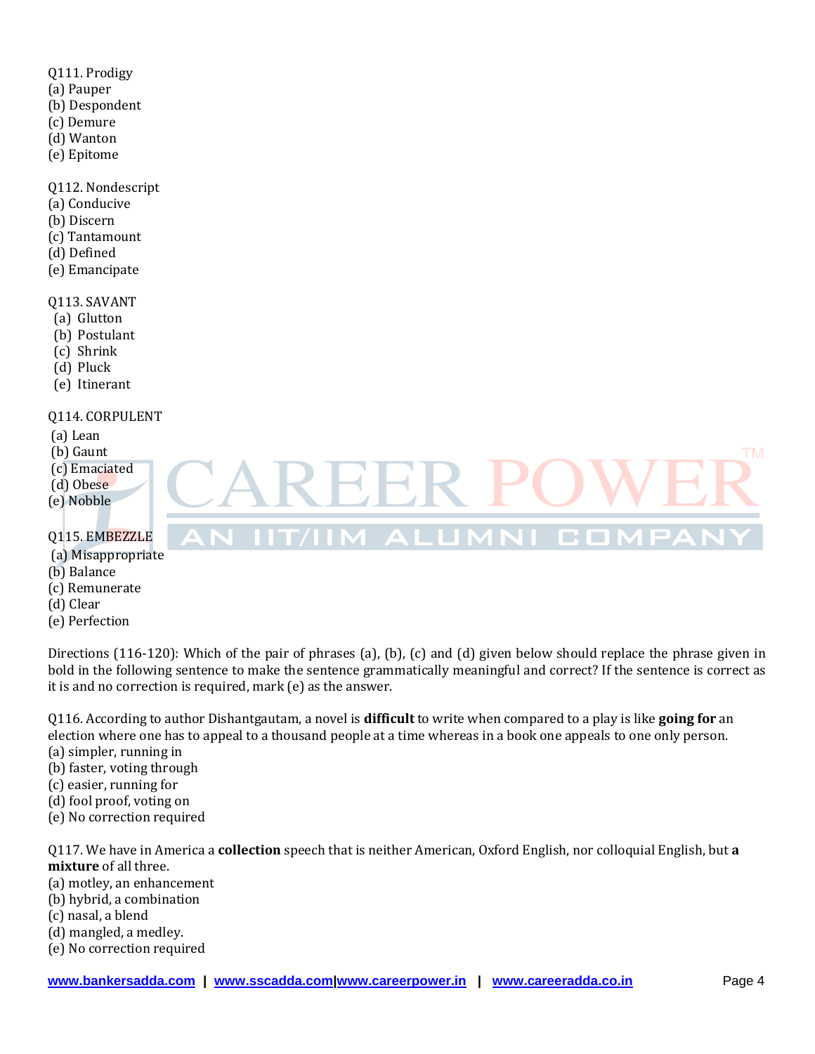Q111. Prodigy
(a) Pauper
(b) Despondent
(c) Demure
(d) Wanton
(e) Epitome

Q112. Nondescript
(a) Conducive
(b) Discern
(c) Tantamount
(d) Defined
(e) Emancipate

Q113. SAVANT
(a) Glutton
(b) Postulant
(c) Shrink
(d) Pluck
(e) Itinerant

Q114. CORPULENT
(a) Lean
(b) Gaunt
(c) Emaciated
(d) Obese
(e) Nobble

Q115. EMBEZZLE
(a) Misappropriate
(b) Balance
(c) Remunerate
(d) Clear
(e) Perfection

Directions (116-120): Which of the pair of phrases (a), (b), (c) and (d) given below should replace the phrase given in bold in the following sentence to make the sentence grammatically meaningful and correct? If the sentence is correct as it is and no correction is required, mark (e) as the answer.

Q116. According to author Dishantgautam, a novel is **difficult** to write when compared to a play is like **going for** an election where one has to appeal to a thousand people at a time whereas in a book one appeals to one only person.
(a) simpler, running in
(b) faster, voting through
(c) easier, running for
(d) fool proof, voting on
(e) No correction required

Q117. We have in America a **collection** speech that is neither American, Oxford English, nor colloquial English, but **a mixture** of all three.
(a) motley, an enhancement
(b) hybrid, a combination
(c) nasal, a blend
(d) mangled, a medley.
(e) No correction required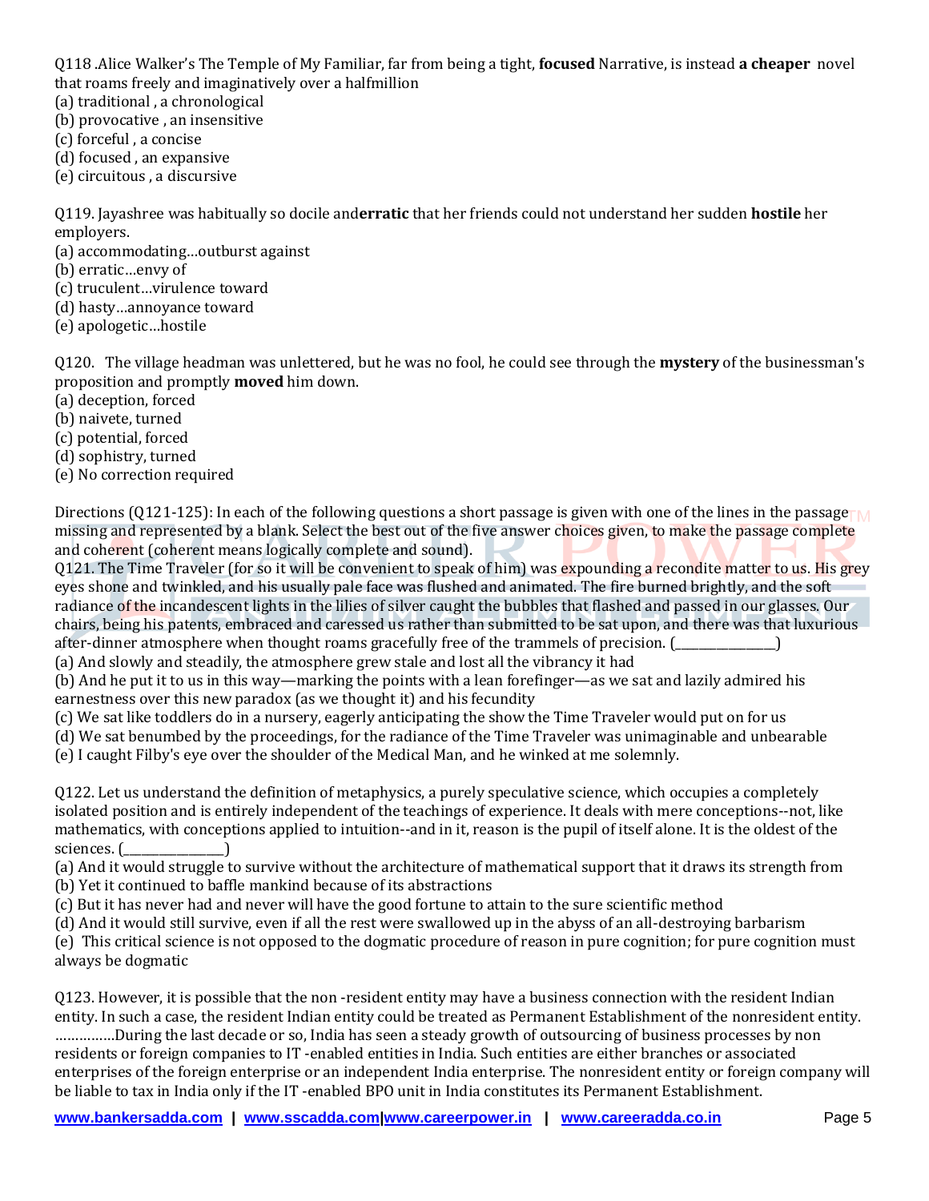Q118 .Alice Walker's The Temple of My Familiar, far from being a tight, **focused** Narrative, is instead **a cheaper** novel that roams freely and imaginatively over a halfmillion

(a) traditional , a chronological
(b) provocative , an insensitive
(c) forceful , a concise
(d) focused , an expansive
(e) circuitous , a discursive

Q119. Jayashree was habitually so docile and**erratic** that her friends could not understand her sudden **hostile** her employers.

(a) accommodating…outburst against
(b) erratic…envy of
(c) truculent…virulence toward
(d) hasty…annoyance toward
(e) apologetic…hostile

Q120. The village headman was unlettered, but he was no fool, he could see through the **mystery** of the businessman's proposition and promptly **moved** him down.

(a) deception, forced
(b) naivete, turned
(c) potential, forced
(d) sophistry, turned
(e) No correction required

Directions (Q121-125): In each of the following questions a short passage is given with one of the lines in the passage missing and represented by a blank. Select the best out of the five answer choices given, to make the passage complete and coherent (coherent means logically complete and sound).

Q121. The Time Traveler (for so it will be convenient to speak of him) was expounding a recondite matter to us. His grey eyes shone and twinkled, and his usually pale face was flushed and animated. The fire burned brightly, and the soft radiance of the incandescent lights in the lilies of silver caught the bubbles that flashed and passed in our glasses. Our chairs, being his patents, embraced and caressed us rather than submitted to be sat upon, and there was that luxurious after-dinner atmosphere when thought roams gracefully free of the trammels of precision. (________________)

(a) And slowly and steadily, the atmosphere grew stale and lost all the vibrancy it had
(b) And he put it to us in this way—marking the points with a lean forefinger—as we sat and lazily admired his earnestness over this new paradox (as we thought it) and his fecundity
(c) We sat like toddlers do in a nursery, eagerly anticipating the show the Time Traveler would put on for us
(d) We sat benumbed by the proceedings, for the radiance of the Time Traveler was unimaginable and unbearable
(e) I caught Filby's eye over the shoulder of the Medical Man, and he winked at me solemnly.

Q122. Let us understand the definition of metaphysics, a purely speculative science, which occupies a completely isolated position and is entirely independent of the teachings of experience. It deals with mere conceptions--not, like mathematics, with conceptions applied to intuition--and in it, reason is the pupil of itself alone. It is the oldest of the sciences. (________________)

(a) And it would struggle to survive without the architecture of mathematical support that it draws its strength from
(b) Yet it continued to baffle mankind because of its abstractions
(c) But it has never had and never will have the good fortune to attain to the sure scientific method
(d) And it would still survive, even if all the rest were swallowed up in the abyss of an all-destroying barbarism
(e) This critical science is not opposed to the dogmatic procedure of reason in pure cognition; for pure cognition must always be dogmatic

Q123. However, it is possible that the non -resident entity may have a business connection with the resident Indian entity. In such a case, the resident Indian entity could be treated as Permanent Establishment of the nonresident entity. ……………During the last decade or so, India has seen a steady growth of outsourcing of business processes by non residents or foreign companies to IT -enabled entities in India. Such entities are either branches or associated enterprises of the foreign enterprise or an independent India enterprise. The nonresident entity or foreign company will be liable to tax in India only if the IT -enabled BPO unit in India constitutes its Permanent Establishment.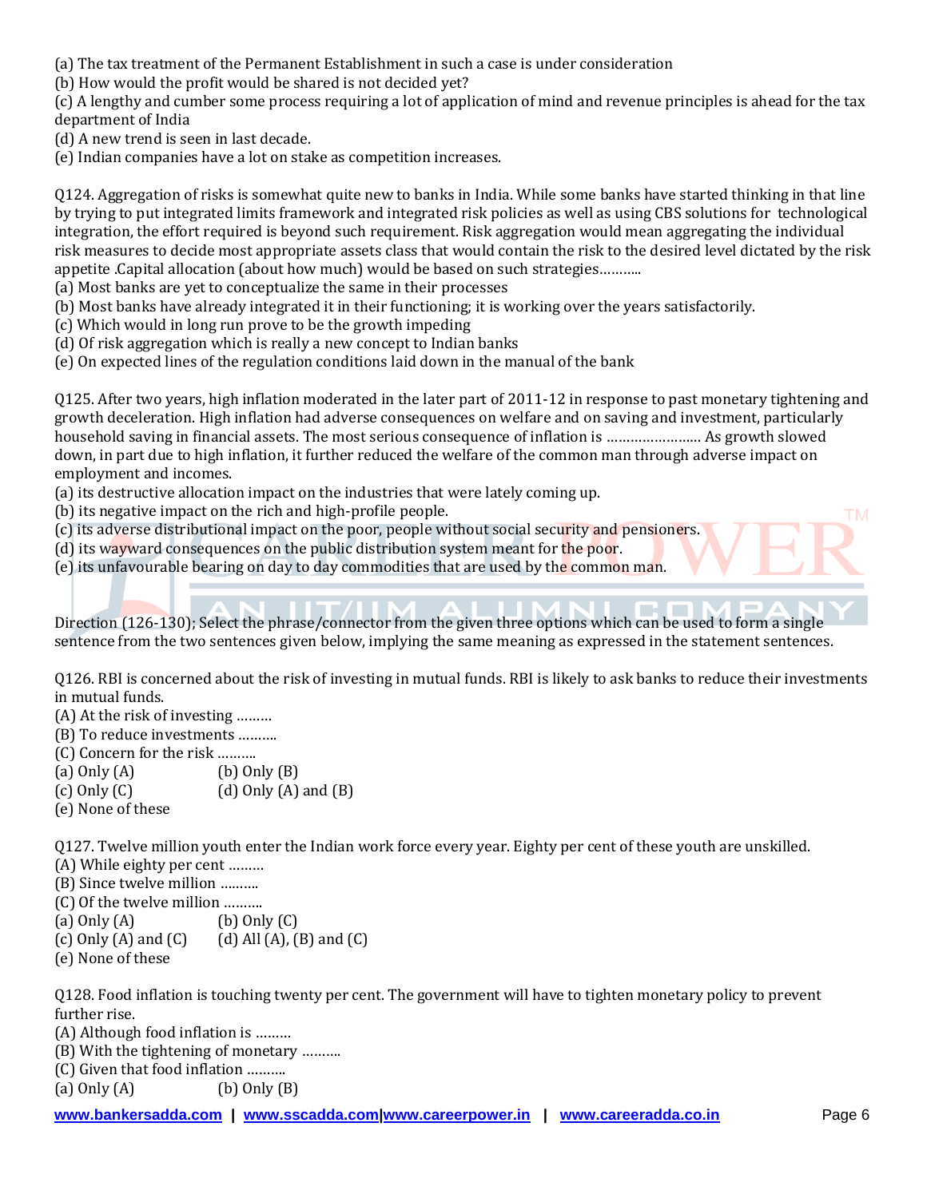(a) The tax treatment of the Permanent Establishment in such a case is under consideration
(b) How would the profit would be shared is not decided yet?
(c) A lengthy and cumber some process requiring a lot of application of mind and revenue principles is ahead for the tax department of India
(d) A new trend is seen in last decade.
(e) Indian companies have a lot on stake as competition increases.

Q124. Aggregation of risks is somewhat quite new to banks in India. While some banks have started thinking in that line by trying to put integrated limits framework and integrated risk policies as well as using CBS solutions for technological integration, the effort required is beyond such requirement. Risk aggregation would mean aggregating the individual risk measures to decide most appropriate assets class that would contain the risk to the desired level dictated by the risk appetite .Capital allocation (about how much) would be based on such strategies………..
(a) Most banks are yet to conceptualize the same in their processes
(b) Most banks have already integrated it in their functioning; it is working over the years satisfactorily.
(c) Which would in long run prove to be the growth impeding
(d) Of risk aggregation which is really a new concept to Indian banks
(e) On expected lines of the regulation conditions laid down in the manual of the bank

Q125. After two years, high inflation moderated in the later part of 2011-12 in response to past monetary tightening and growth deceleration. High inflation had adverse consequences on welfare and on saving and investment, particularly household saving in financial assets. The most serious consequence of inflation is …………………… As growth slowed down, in part due to high inflation, it further reduced the welfare of the common man through adverse impact on employment and incomes.
(a) its destructive allocation impact on the industries that were lately coming up.
(b) its negative impact on the rich and high-profile people.
(c) its adverse distributional impact on the poor, people without social security and pensioners.
(d) its wayward consequences on the public distribution system meant for the poor.
(e) its unfavourable bearing on day to day commodities that are used by the common man.

Direction (126-130); Select the phrase/connector from the given three options which can be used to form a single sentence from the two sentences given below, implying the same meaning as expressed in the statement sentences.

Q126. RBI is concerned about the risk of investing in mutual funds. RBI is likely to ask banks to reduce their investments in mutual funds.
(A) At the risk of investing ………
(B) To reduce investments ……….
(C) Concern for the risk ……….
(a) Only (A) (b) Only (B)
(c) Only (C) (d) Only (A) and (B)
(e) None of these

Q127. Twelve million youth enter the Indian work force every year. Eighty per cent of these youth are unskilled.
(A) While eighty per cent ………
(B) Since twelve million ……….
(C) Of the twelve million ……….
(a) Only (A) (b) Only (C)
(c) Only (A) and (C) (d) All (A), (B) and (C)
(e) None of these

Q128. Food inflation is touching twenty per cent. The government will have to tighten monetary policy to prevent further rise.
(A) Although food inflation is ………
(B) With the tightening of monetary ……….
(C) Given that food inflation ……….
(a) Only (A) (b) Only (B)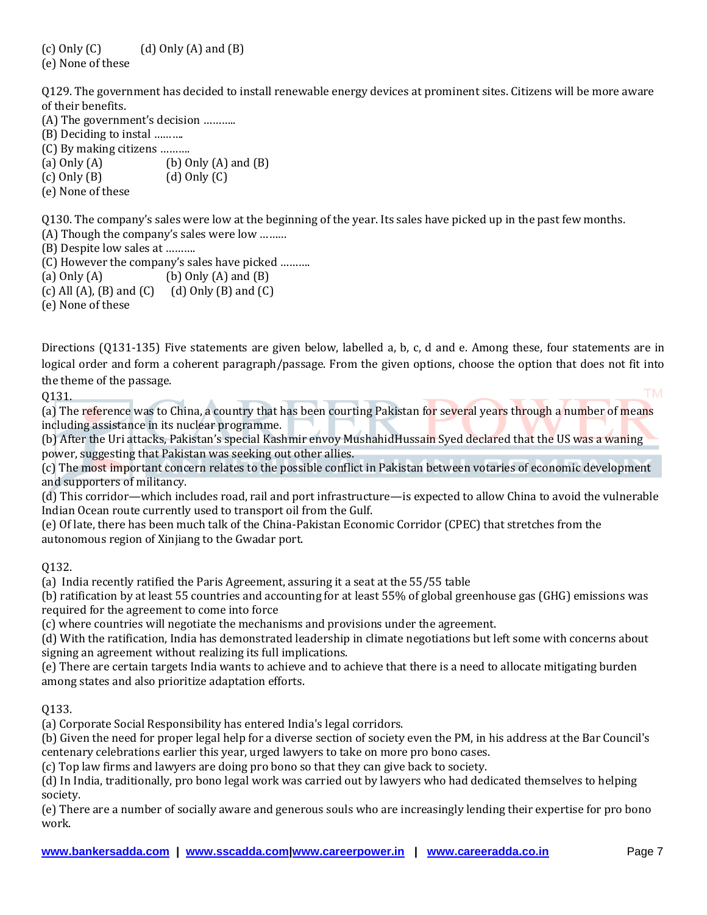(c) Only (C)　　　(d) Only (A) and (B)
(e) None of these

Q129. The government has decided to install renewable energy devices at prominent sites. Citizens will be more aware of their benefits.
(A) The government's decision ………..
(B) Deciding to instal ……….
(C) By making citizens ……….
(a) Only (A)　　　(b) Only (A) and (B)
(c) Only (B)　　　(d) Only (C)
(e) None of these

Q130. The company's sales were low at the beginning of the year. Its sales have picked up in the past few months.
(A) Though the company's sales were low ………
(B) Despite low sales at ……….
(C) However the company's sales have picked ……….
(a) Only (A)　　　(b) Only (A) and (B)
(c) All (A), (B) and (C)　　　(d) Only (B) and (C)
(e) None of these

Directions (Q131-135) Five statements are given below, labelled a, b, c, d and e. Among these, four statements are in logical order and form a coherent paragraph/passage. From the given options, choose the option that does not fit into the theme of the passage.

Q131.
(a) The reference was to China, a country that has been courting Pakistan for several years through a number of means including assistance in its nuclear programme.
(b) After the Uri attacks, Pakistan's special Kashmir envoy MushahidHussain Syed declared that the US was a waning power, suggesting that Pakistan was seeking out other allies.
(c) The most important concern relates to the possible conflict in Pakistan between votaries of economic development and supporters of militancy.
(d) This corridor—which includes road, rail and port infrastructure—is expected to allow China to avoid the vulnerable Indian Ocean route currently used to transport oil from the Gulf.
(e) Of late, there has been much talk of the China-Pakistan Economic Corridor (CPEC) that stretches from the autonomous region of Xinjiang to the Gwadar port.

Q132.
(a) India recently ratified the Paris Agreement, assuring it a seat at the 55/55 table
(b) ratification by at least 55 countries and accounting for at least 55% of global greenhouse gas (GHG) emissions was required for the agreement to come into force
(c) where countries will negotiate the mechanisms and provisions under the agreement.
(d) With the ratification, India has demonstrated leadership in climate negotiations but left some with concerns about signing an agreement without realizing its full implications.
(e) There are certain targets India wants to achieve and to achieve that there is a need to allocate mitigating burden among states and also prioritize adaptation efforts.

Q133.
(a) Corporate Social Responsibility has entered India's legal corridors.
(b) Given the need for proper legal help for a diverse section of society even the PM, in his address at the Bar Council's centenary celebrations earlier this year, urged lawyers to take on more pro bono cases.
(c) Top law firms and lawyers are doing pro bono so that they can give back to society.
(d) In India, traditionally, pro bono legal work was carried out by lawyers who had dedicated themselves to helping society.
(e) There are a number of socially aware and generous souls who are increasingly lending their expertise for pro bono work.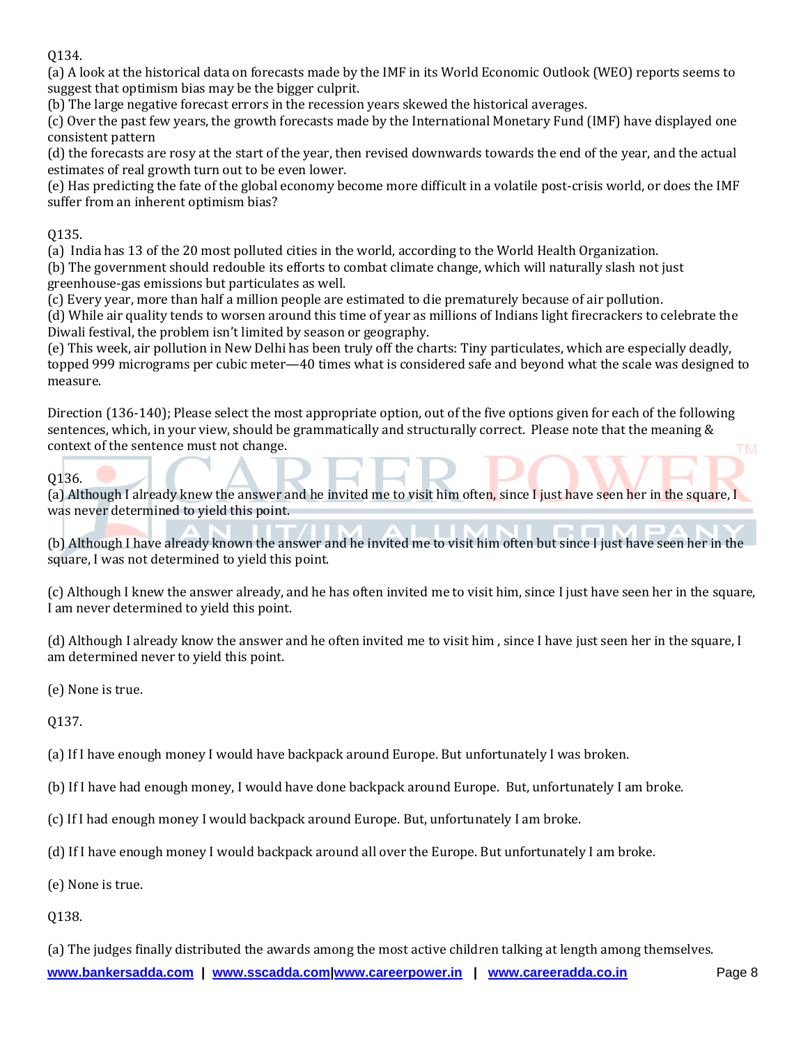Q134.

(a) A look at the historical data on forecasts made by the IMF in its World Economic Outlook (WEO) reports seems to suggest that optimism bias may be the bigger culprit.

(b) The large negative forecast errors in the recession years skewed the historical averages.

(c) Over the past few years, the growth forecasts made by the International Monetary Fund (IMF) have displayed one consistent pattern

(d) the forecasts are rosy at the start of the year, then revised downwards towards the end of the year, and the actual estimates of real growth turn out to be even lower.

(e) Has predicting the fate of the global economy become more difficult in a volatile post-crisis world, or does the IMF suffer from an inherent optimism bias?

Q135.

(a) India has 13 of the 20 most polluted cities in the world, according to the World Health Organization.

(b) The government should redouble its efforts to combat climate change, which will naturally slash not just greenhouse-gas emissions but particulates as well.

(c) Every year, more than half a million people are estimated to die prematurely because of air pollution.

(d) While air quality tends to worsen around this time of year as millions of Indians light firecrackers to celebrate the Diwali festival, the problem isn't limited by season or geography.

(e) This week, air pollution in New Delhi has been truly off the charts: Tiny particulates, which are especially deadly, topped 999 micrograms per cubic meter—40 times what is considered safe and beyond what the scale was designed to measure.

Direction (136-140); Please select the most appropriate option, out of the five options given for each of the following sentences, which, in your view, should be grammatically and structurally correct. Please note that the meaning & context of the sentence must not change.

Q136.

(a) Although I already knew the answer and he invited me to visit him often, since I just have seen her in the square, I was never determined to yield this point.

(b) Although I have already known the answer and he invited me to visit him often but since I just have seen her in the square, I was not determined to yield this point.

(c) Although I knew the answer already, and he has often invited me to visit him, since I just have seen her in the square, I am never determined to yield this point.

(d) Although I already know the answer and he often invited me to visit him , since I have just seen her in the square, I am determined never to yield this point.

(e) None is true.

Q137.

(a) If I have enough money I would have backpack around Europe. But unfortunately I was broken.

(b) If I have had enough money, I would have done backpack around Europe. But, unfortunately I am broke.

(c) If I had enough money I would backpack around Europe. But, unfortunately I am broke.

(d) If I have enough money I would backpack around all over the Europe. But unfortunately I am broke.

(e) None is true.

Q138.

(a) The judges finally distributed the awards among the most active children talking at length among themselves.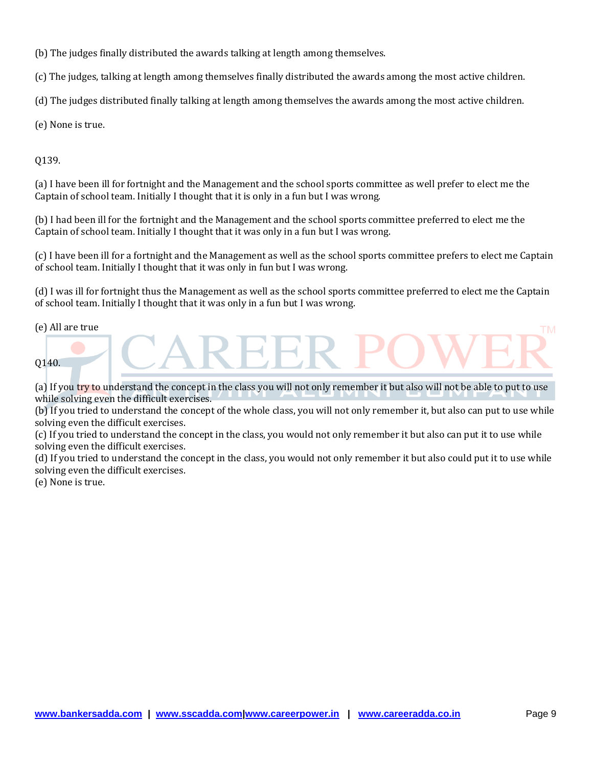(b) The judges finally distributed the awards talking at length among themselves.

(c) The judges, talking at length among themselves finally distributed the awards among the most active children.

(d) The judges distributed finally talking at length among themselves the awards among the most active children.

(e) None is true.

Q139.

(a) I have been ill for fortnight and the Management and the school sports committee as well prefer to elect me the Captain of school team. Initially I thought that it is only in a fun but I was wrong.

(b) I had been ill for the fortnight and the Management and the school sports committee preferred to elect me the Captain of school team. Initially I thought that it was only in a fun but I was wrong.

(c) I have been ill for a fortnight and the Management as well as the school sports committee prefers to elect me Captain of school team. Initially I thought that it was only in fun but I was wrong.

(d) I was ill for fortnight thus the Management as well as the school sports committee preferred to elect me the Captain of school team. Initially I thought that it was only in a fun but I was wrong.

(e) All are true

Q140.

(a) If you try to understand the concept in the class you will not only remember it but also will not be able to put to use while solving even the difficult exercises.
(b) If you tried to understand the concept of the whole class, you will not only remember it, but also can put to use while solving even the difficult exercises.
(c) If you tried to understand the concept in the class, you would not only remember it but also can put it to use while solving even the difficult exercises.
(d) If you tried to understand the concept in the class, you would not only remember it but also could put it to use while solving even the difficult exercises.
(e) None is true.